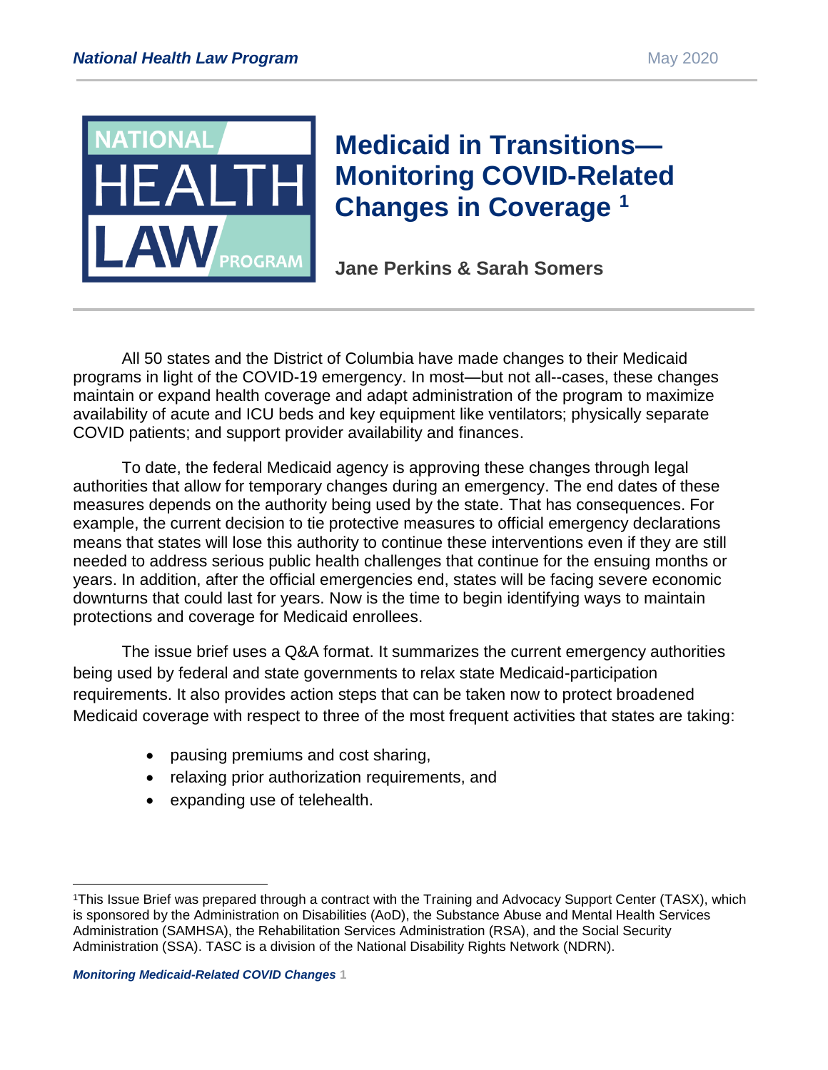# Medicaid in Transitions—Monitoring COVID-Related Changes in Coverage [1]

**Jane Perkins & Sarah Somers**

All 50 states and the District of Columbia have made changes to their Medicaid programs in light of the COVID-19 emergency. In most—but not all--cases, these changes maintain or expand health coverage and adapt administration of the program to maximize availability of acute and ICU beds and key equipment like ventilators; physically separate COVID patients; and support provider availability and finances.

To date, the federal Medicaid agency is approving these changes through legal authorities that allow for temporary changes during an emergency. The end dates of these measures depends on the authority being used by the state. That has consequences. For example, the current decision to tie protective measures to official emergency declarations means that states will lose this authority to continue these interventions even if they are still needed to address serious public health challenges that continue for the ensuing months or years. In addition, after the official emergencies end, states will be facing severe economic downturns that could last for years. Now is the time to begin identifying ways to maintain protections and coverage for Medicaid enrollees.

The issue brief uses a Q&A format. It summarizes the current emergency authorities being used by federal and state governments to relax state Medicaid-participation requirements. It also provides action steps that can be taken now to protect broadened Medicaid coverage with respect to three of the most frequent activities that states are taking:

- pausing premiums and cost sharing,
- relaxing prior authorization requirements, and
- expanding use of telehealth.

[1] This Issue Brief was prepared through a contract with the Training and Advocacy Support Center (TASX), which is sponsored by the Administration on Disabilities (AoD), the Substance Abuse and Mental Health Services Administration (SAMHSA), the Rehabilitation Services Administration (RSA), and the Social Security Administration (SSA). TASC is a division of the National Disability Rights Network (NDRN).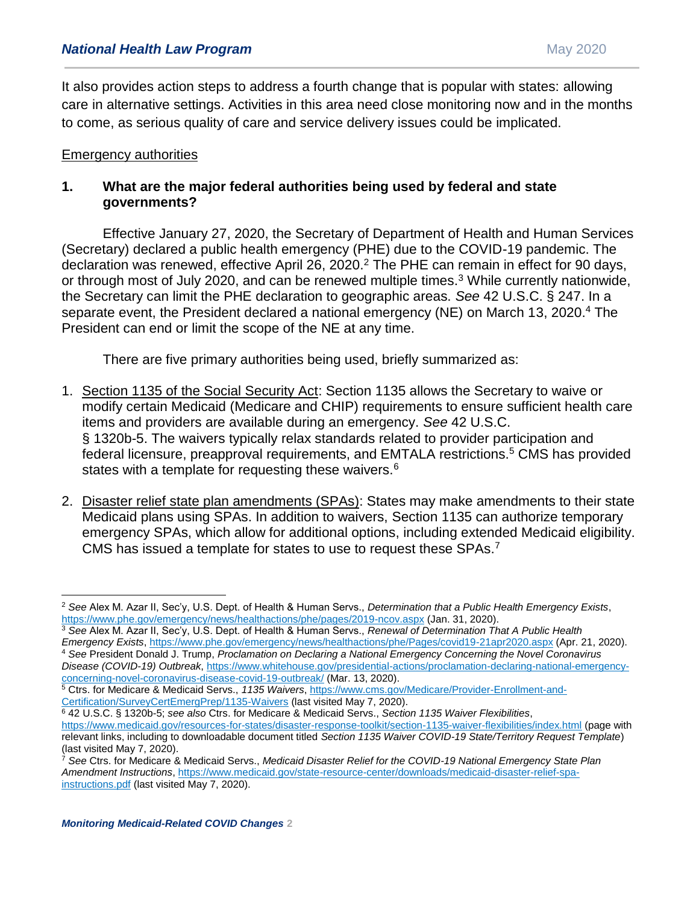It also provides action steps to address a fourth change that is popular with states: allowing care in alternative settings. Activities in this area need close monitoring now and in the months to come, as serious quality of care and service delivery issues could be implicated.

Emergency authorities

### 1. What are the major federal authorities being used by federal and state governments?

Effective January 27, 2020, the Secretary of Department of Health and Human Services (Secretary) declared a public health emergency (PHE) due to the COVID-19 pandemic. The declaration was renewed, effective April 26, 2020.[2] The PHE can remain in effect for 90 days, or through most of July 2020, and can be renewed multiple times.[3] While currently nationwide, the Secretary can limit the PHE declaration to geographic areas. *See* 42 U.S.C. § 247. In a separate event, the President declared a national emergency (NE) on March 13, 2020.[4] The President can end or limit the scope of the NE at any time.

There are five primary authorities being used, briefly summarized as:

1. Section 1135 of the Social Security Act: Section 1135 allows the Secretary to waive or modify certain Medicaid (Medicare and CHIP) requirements to ensure sufficient health care items and providers are available during an emergency. *See* 42 U.S.C. § 1320b-5. The waivers typically relax standards related to provider participation and federal licensure, preapproval requirements, and EMTALA restrictions.[5] CMS has provided states with a template for requesting these waivers.[6]

2. Disaster relief state plan amendments (SPAs): States may make amendments to their state Medicaid plans using SPAs. In addition to waivers, Section 1135 can authorize temporary emergency SPAs, which allow for additional options, including extended Medicaid eligibility. CMS has issued a template for states to use to request these SPAs.[7]

---

[2] *See* Alex M. Azar II, Sec'y, U.S. Dept. of Health & Human Servs., *Determination that a Public Health Emergency Exists*, https://www.phe.gov/emergency/news/healthactions/phe/pages/2019-ncov.aspx (Jan. 31, 2020).

[3] *See* Alex M. Azar II, Sec'y, U.S. Dept. of Health & Human Servs., *Renewal of Determination That A Public Health Emergency Exists*, https://www.phe.gov/emergency/news/healthactions/phe/Pages/covid19-21apr2020.aspx (Apr. 21, 2020).

[4] *See* President Donald J. Trump, *Proclamation on Declaring a National Emergency Concerning the Novel Coronavirus Disease (COVID-19) Outbreak*, https://www.whitehouse.gov/presidential-actions/proclamation-declaring-national-emergency-concerning-novel-coronavirus-disease-covid-19-outbreak/ (Mar. 13, 2020).

[5] Ctrs. for Medicare & Medicaid Servs., *1135 Waivers*, https://www.cms.gov/Medicare/Provider-Enrollment-and-Certification/SurveyCertEmergPrep/1135-Waivers (last visited May 7, 2020).

[6] 42 U.S.C. § 1320b-5; *see also* Ctrs. for Medicare & Medicaid Servs., *Section 1135 Waiver Flexibilities*, https://www.medicaid.gov/resources-for-states/disaster-response-toolkit/section-1135-waiver-flexibilities/index.html (page with relevant links, including to downloadable document titled *Section 1135 Waiver COVID-19 State/Territory Request Template*) (last visited May 7, 2020).

[7] *See* Ctrs. for Medicare & Medicaid Servs., *Medicaid Disaster Relief for the COVID-19 National Emergency State Plan Amendment Instructions*, https://www.medicaid.gov/state-resource-center/downloads/medicaid-disaster-relief-spa-instructions.pdf (last visited May 7, 2020).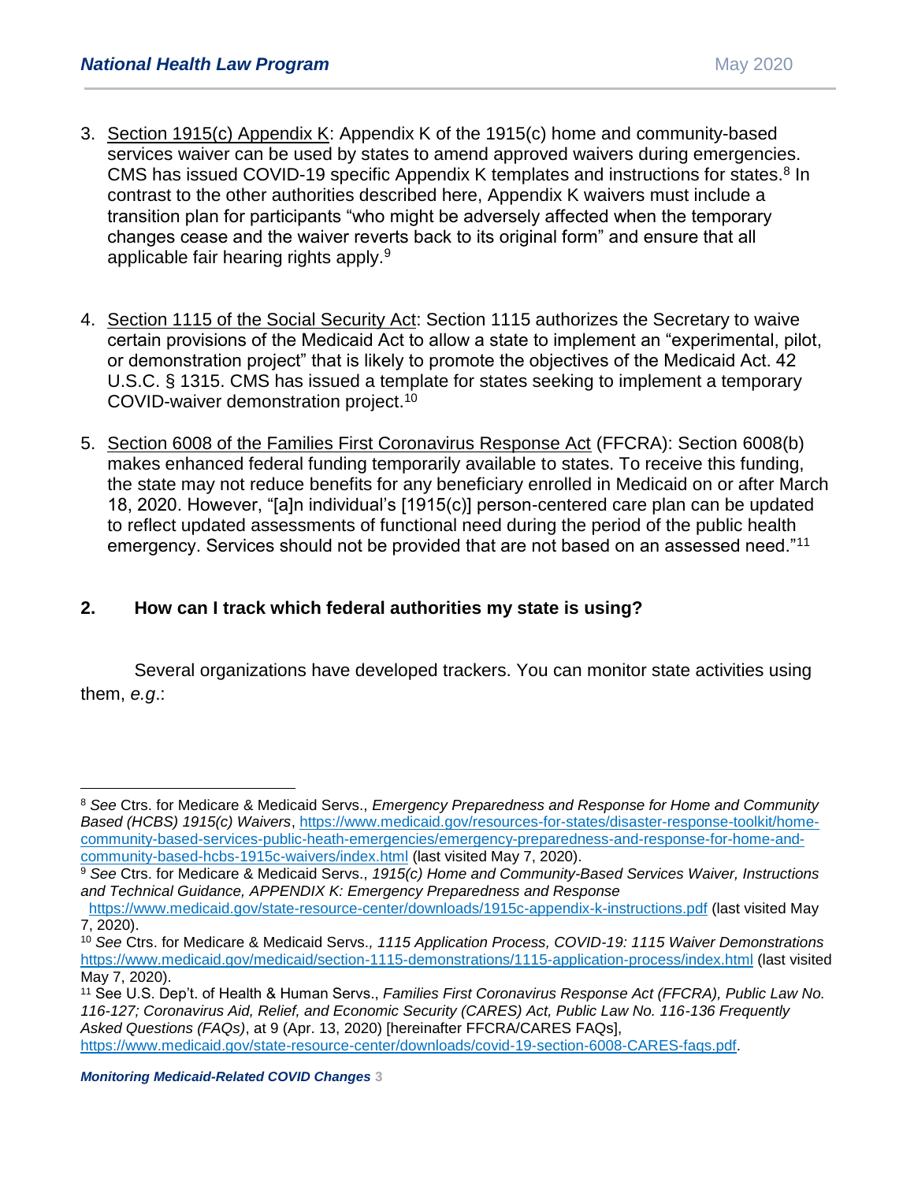3. <u>Section 1915(c) Appendix K</u>: Appendix K of the 1915(c) home and community-based services waiver can be used by states to amend approved waivers during emergencies. CMS has issued COVID-19 specific Appendix K templates and instructions for states.[8] In contrast to the other authorities described here, Appendix K waivers must include a transition plan for participants "who might be adversely affected when the temporary changes cease and the waiver reverts back to its original form" and ensure that all applicable fair hearing rights apply.[9]

4. <u>Section 1115 of the Social Security Act</u>: Section 1115 authorizes the Secretary to waive certain provisions of the Medicaid Act to allow a state to implement an "experimental, pilot, or demonstration project" that is likely to promote the objectives of the Medicaid Act. 42 U.S.C. § 1315. CMS has issued a template for states seeking to implement a temporary COVID-waiver demonstration project.[10]

5. <u>Section 6008 of the Families First Coronavirus Response Act</u> (FFCRA): Section 6008(b) makes enhanced federal funding temporarily available to states. To receive this funding, the state may not reduce benefits for any beneficiary enrolled in Medicaid on or after March 18, 2020. However, "[a]n individual's [1915(c)] person-centered care plan can be updated to reflect updated assessments of functional need during the period of the public health emergency. Services should not be provided that are not based on an assessed need."[11]

## 2. How can I track which federal authorities my state is using?

Several organizations have developed trackers. You can monitor state activities using them, *e.g.*:

---

[8] *See* Ctrs. for Medicare & Medicaid Servs., *Emergency Preparedness and Response for Home and Community Based (HCBS) 1915(c) Waivers*, https://www.medicaid.gov/resources-for-states/disaster-response-toolkit/home-community-based-services-public-heath-emergencies/emergency-preparedness-and-response-for-home-and-community-based-hcbs-1915c-waivers/index.html (last visited May 7, 2020).

[9] *See* Ctrs. for Medicare & Medicaid Servs., *1915(c) Home and Community-Based Services Waiver, Instructions and Technical Guidance, APPENDIX K: Emergency Preparedness and Response* https://www.medicaid.gov/state-resource-center/downloads/1915c-appendix-k-instructions.pdf (last visited May 7, 2020).

[10] *See* Ctrs. for Medicare & Medicaid Servs., *1115 Application Process, COVID-19: 1115 Waiver Demonstrations* https://www.medicaid.gov/medicaid/section-1115-demonstrations/1115-application-process/index.html (last visited May 7, 2020).

[11] See U.S. Dep't. of Health & Human Servs., *Families First Coronavirus Response Act (FFCRA), Public Law No. 116-127; Coronavirus Aid, Relief, and Economic Security (CARES) Act, Public Law No. 116-136 Frequently Asked Questions (FAQs)*, at 9 (Apr. 13, 2020) [hereinafter FFCRA/CARES FAQs], https://www.medicaid.gov/state-resource-center/downloads/covid-19-section-6008-CARES-faqs.pdf.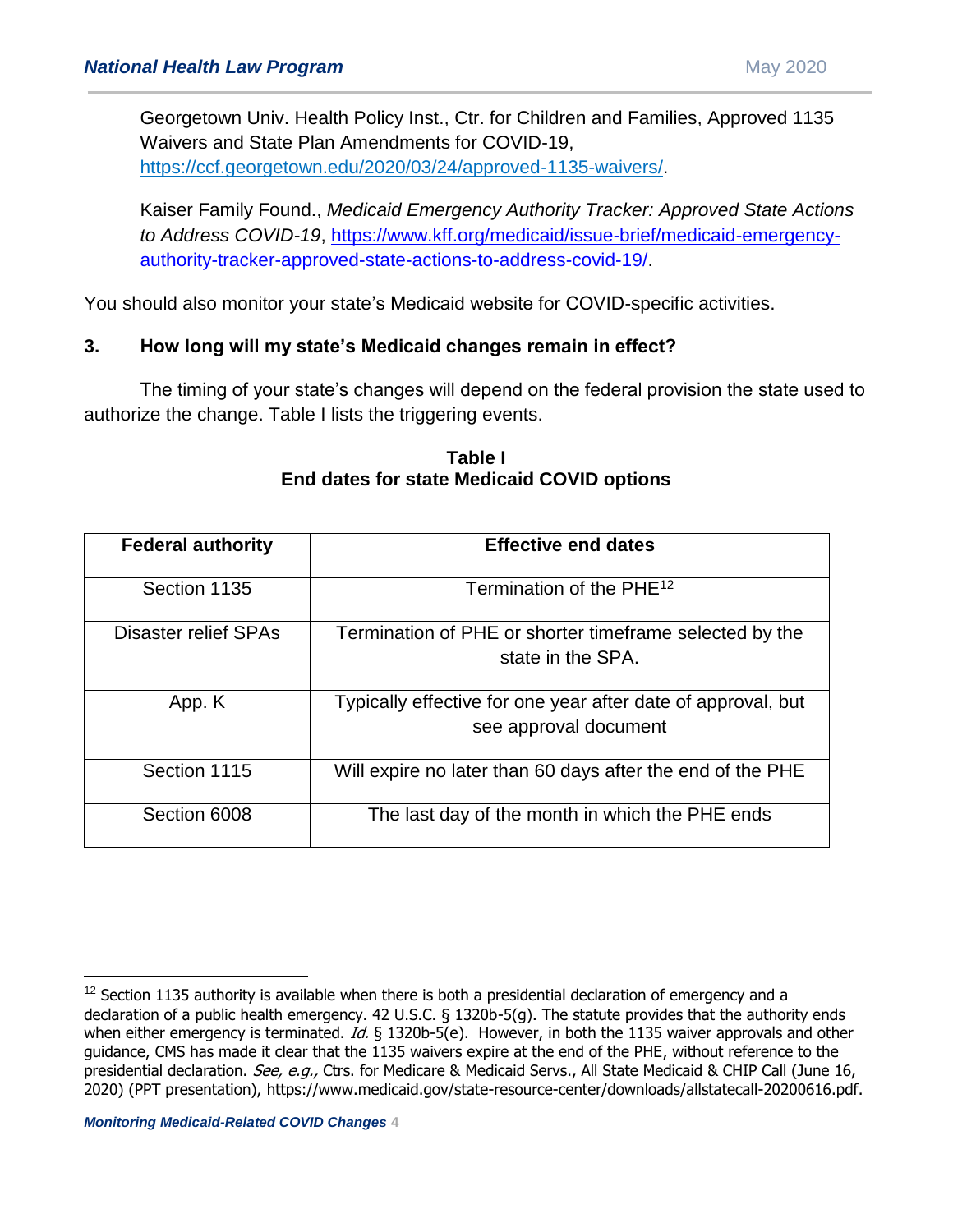Georgetown Univ. Health Policy Inst., Ctr. for Children and Families, Approved 1135 Waivers and State Plan Amendments for COVID-19, https://ccf.georgetown.edu/2020/03/24/approved-1135-waivers/.

Kaiser Family Found., *Medicaid Emergency Authority Tracker: Approved State Actions to Address COVID-19*, https://www.kff.org/medicaid/issue-brief/medicaid-emergency-authority-tracker-approved-state-actions-to-address-covid-19/.

You should also monitor your state's Medicaid website for COVID-specific activities.

### 3. How long will my state's Medicaid changes remain in effect?

The timing of your state's changes will depend on the federal provision the state used to authorize the change. Table I lists the triggering events.

**Table I**
**End dates for state Medicaid COVID options**

| Federal authority | Effective end dates |
|---|---|
| Section 1135 | Termination of the PHE[12] |
| Disaster relief SPAs | Termination of PHE or shorter timeframe selected by the state in the SPA. |
| App. K | Typically effective for one year after date of approval, but see approval document |
| Section 1115 | Will expire no later than 60 days after the end of the PHE |
| Section 6008 | The last day of the month in which the PHE ends |

---

[12] Section 1135 authority is available when there is both a presidential declaration of emergency and a declaration of a public health emergency. 42 U.S.C. § 1320b-5(g). The statute provides that the authority ends when either emergency is terminated. *Id.* § 1320b-5(e). However, in both the 1135 waiver approvals and other guidance, CMS has made it clear that the 1135 waivers expire at the end of the PHE, without reference to the presidential declaration. *See, e.g.,* Ctrs. for Medicare & Medicaid Servs., All State Medicaid & CHIP Call (June 16, 2020) (PPT presentation), https://www.medicaid.gov/state-resource-center/downloads/allstatecall-20200616.pdf.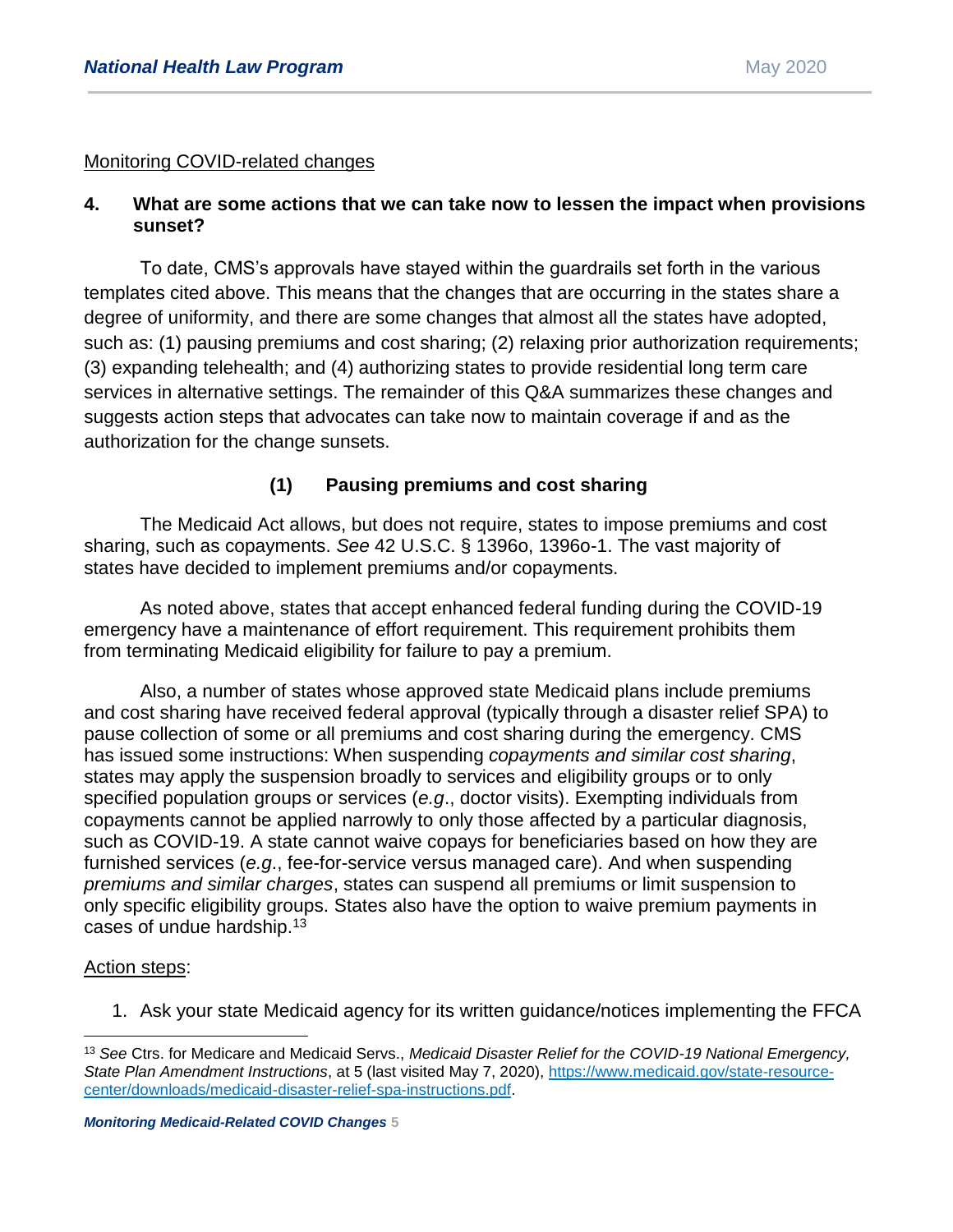Monitoring COVID-related changes

**4. What are some actions that we can take now to lessen the impact when provisions sunset?**

To date, CMS's approvals have stayed within the guardrails set forth in the various templates cited above. This means that the changes that are occurring in the states share a degree of uniformity, and there are some changes that almost all the states have adopted, such as: (1) pausing premiums and cost sharing; (2) relaxing prior authorization requirements; (3) expanding telehealth; and (4) authorizing states to provide residential long term care services in alternative settings. The remainder of this Q&A summarizes these changes and suggests action steps that advocates can take now to maintain coverage if and as the authorization for the change sunsets.

**(1) Pausing premiums and cost sharing**

The Medicaid Act allows, but does not require, states to impose premiums and cost sharing, such as copayments. *See* 42 U.S.C. § 1396o, 1396o-1. The vast majority of states have decided to implement premiums and/or copayments.

As noted above, states that accept enhanced federal funding during the COVID-19 emergency have a maintenance of effort requirement. This requirement prohibits them from terminating Medicaid eligibility for failure to pay a premium.

Also, a number of states whose approved state Medicaid plans include premiums and cost sharing have received federal approval (typically through a disaster relief SPA) to pause collection of some or all premiums and cost sharing during the emergency. CMS has issued some instructions: When suspending *copayments and similar cost sharing*, states may apply the suspension broadly to services and eligibility groups or to only specified population groups or services (*e.g*., doctor visits). Exempting individuals from copayments cannot be applied narrowly to only those affected by a particular diagnosis, such as COVID-19. A state cannot waive copays for beneficiaries based on how they are furnished services (*e.g*., fee-for-service versus managed care). And when suspending *premiums and similar charges*, states can suspend all premiums or limit suspension to only specific eligibility groups. States also have the option to waive premium payments in cases of undue hardship.[13]

Action steps:

1. Ask your state Medicaid agency for its written guidance/notices implementing the FFCA

[13] *See* Ctrs. for Medicare and Medicaid Servs., *Medicaid Disaster Relief for the COVID-19 National Emergency, State Plan Amendment Instructions*, at 5 (last visited May 7, 2020), https://www.medicaid.gov/state-resource-center/downloads/medicaid-disaster-relief-spa-instructions.pdf.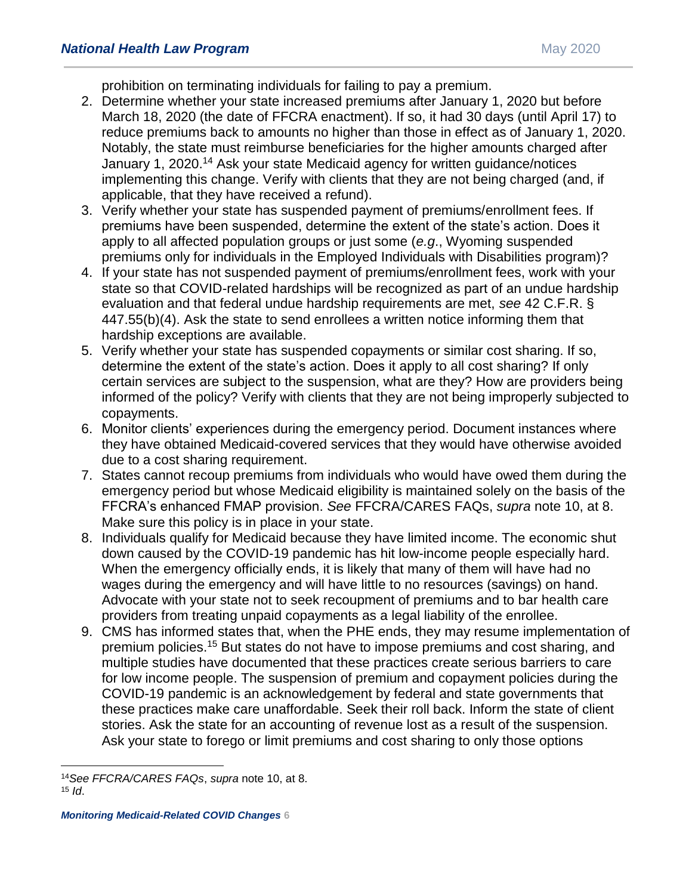prohibition on terminating individuals for failing to pay a premium.

2. Determine whether your state increased premiums after January 1, 2020 but before March 18, 2020 (the date of FFCRA enactment). If so, it had 30 days (until April 17) to reduce premiums back to amounts no higher than those in effect as of January 1, 2020. Notably, the state must reimburse beneficiaries for the higher amounts charged after January 1, 2020.[14] Ask your state Medicaid agency for written guidance/notices implementing this change. Verify with clients that they are not being charged (and, if applicable, that they have received a refund).
3. Verify whether your state has suspended payment of premiums/enrollment fees. If premiums have been suspended, determine the extent of the state's action. Does it apply to all affected population groups or just some (*e.g.*, Wyoming suspended premiums only for individuals in the Employed Individuals with Disabilities program)?
4. If your state has not suspended payment of premiums/enrollment fees, work with your state so that COVID-related hardships will be recognized as part of an undue hardship evaluation and that federal undue hardship requirements are met, *see* 42 C.F.R. § 447.55(b)(4). Ask the state to send enrollees a written notice informing them that hardship exceptions are available.
5. Verify whether your state has suspended copayments or similar cost sharing. If so, determine the extent of the state's action. Does it apply to all cost sharing? If only certain services are subject to the suspension, what are they? How are providers being informed of the policy? Verify with clients that they are not being improperly subjected to copayments.
6. Monitor clients' experiences during the emergency period. Document instances where they have obtained Medicaid-covered services that they would have otherwise avoided due to a cost sharing requirement.
7. States cannot recoup premiums from individuals who would have owed them during the emergency period but whose Medicaid eligibility is maintained solely on the basis of the FFCRA's enhanced FMAP provision. *See* FFCRA/CARES FAQs, *supra* note 10, at 8. Make sure this policy is in place in your state.
8. Individuals qualify for Medicaid because they have limited income. The economic shut down caused by the COVID-19 pandemic has hit low-income people especially hard. When the emergency officially ends, it is likely that many of them will have had no wages during the emergency and will have little to no resources (savings) on hand. Advocate with your state not to seek recoupment of premiums and to bar health care providers from treating unpaid copayments as a legal liability of the enrollee.
9. CMS has informed states that, when the PHE ends, they may resume implementation of premium policies.[15] But states do not have to impose premiums and cost sharing, and multiple studies have documented that these practices create serious barriers to care for low income people. The suspension of premium and copayment policies during the COVID-19 pandemic is an acknowledgement by federal and state governments that these practices make care unaffordable. Seek their roll back. Inform the state of client stories. Ask the state for an accounting of revenue lost as a result of the suspension. Ask your state to forego or limit premiums and cost sharing to only those options

[14] *See FFCRA/CARES FAQs*, *supra* note 10, at 8.

[15] *Id*.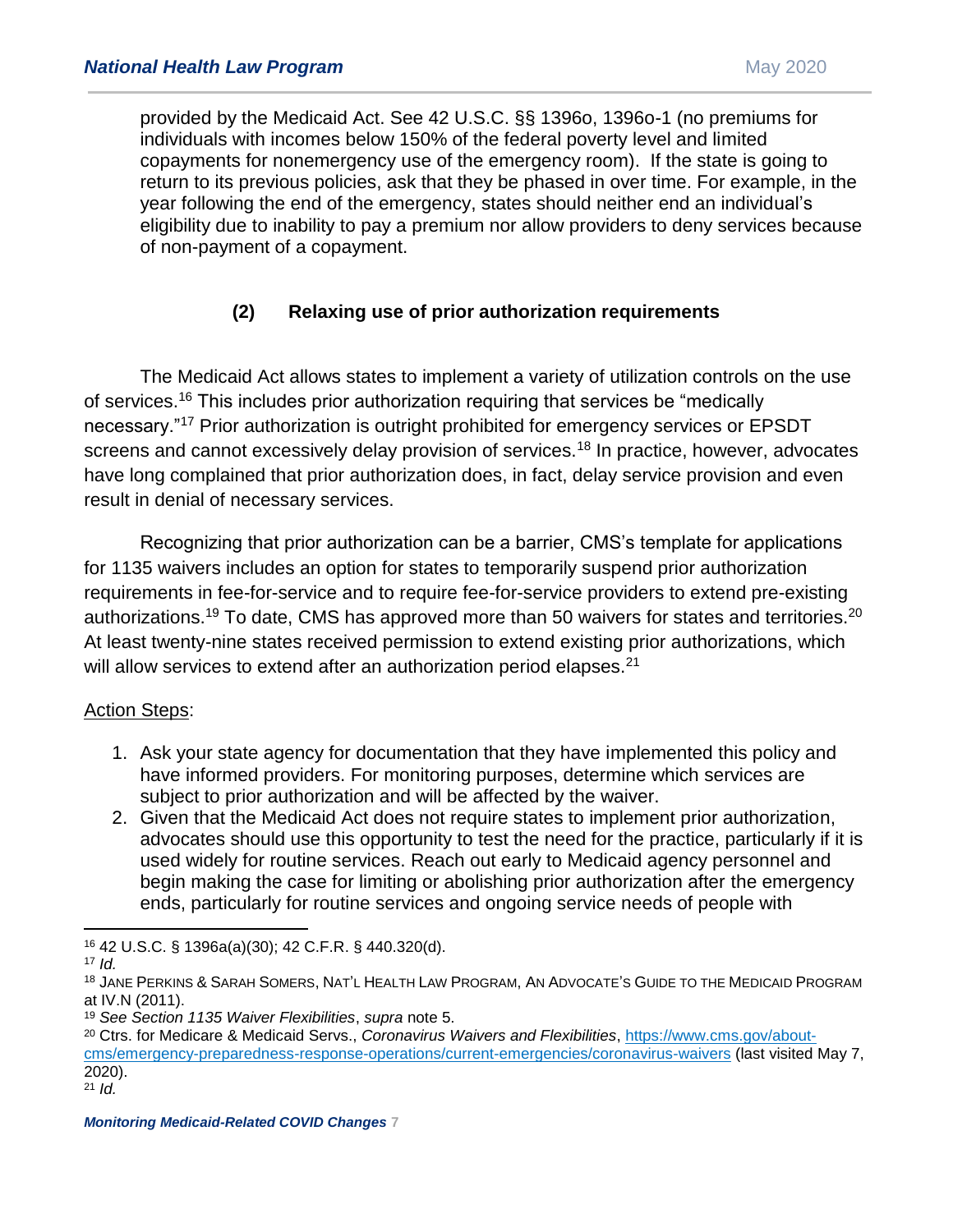provided by the Medicaid Act. See 42 U.S.C. §§ 1396o, 1396o-1 (no premiums for individuals with incomes below 150% of the federal poverty level and limited copayments for nonemergency use of the emergency room). If the state is going to return to its previous policies, ask that they be phased in over time. For example, in the year following the end of the emergency, states should neither end an individual's eligibility due to inability to pay a premium nor allow providers to deny services because of non-payment of a copayment.

### (2) Relaxing use of prior authorization requirements

The Medicaid Act allows states to implement a variety of utilization controls on the use of services.[16] This includes prior authorization requiring that services be "medically necessary."[17] Prior authorization is outright prohibited for emergency services or EPSDT screens and cannot excessively delay provision of services.[18] In practice, however, advocates have long complained that prior authorization does, in fact, delay service provision and even result in denial of necessary services.

Recognizing that prior authorization can be a barrier, CMS's template for applications for 1135 waivers includes an option for states to temporarily suspend prior authorization requirements in fee-for-service and to require fee-for-service providers to extend pre-existing authorizations.[19] To date, CMS has approved more than 50 waivers for states and territories.[20] At least twenty-nine states received permission to extend existing prior authorizations, which will allow services to extend after an authorization period elapses.[21]

<u>Action Steps</u>:

1. Ask your state agency for documentation that they have implemented this policy and have informed providers. For monitoring purposes, determine which services are subject to prior authorization and will be affected by the waiver.
2. Given that the Medicaid Act does not require states to implement prior authorization, advocates should use this opportunity to test the need for the practice, particularly if it is used widely for routine services. Reach out early to Medicaid agency personnel and begin making the case for limiting or abolishing prior authorization after the emergency ends, particularly for routine services and ongoing service needs of people with

---

[16] 42 U.S.C. § 1396a(a)(30); 42 C.F.R. § 440.320(d).

[17] *Id.*

[18] JANE PERKINS & SARAH SOMERS, NAT'L HEALTH LAW PROGRAM, AN ADVOCATE'S GUIDE TO THE MEDICAID PROGRAM at IV.N (2011).

[19] *See Section 1135 Waiver Flexibilities*, *supra* note 5.

[20] Ctrs. for Medicare & Medicaid Servs., *Coronavirus Waivers and Flexibilities*, https://www.cms.gov/about-cms/emergency-preparedness-response-operations/current-emergencies/coronavirus-waivers (last visited May 7, 2020).

[21] *Id.*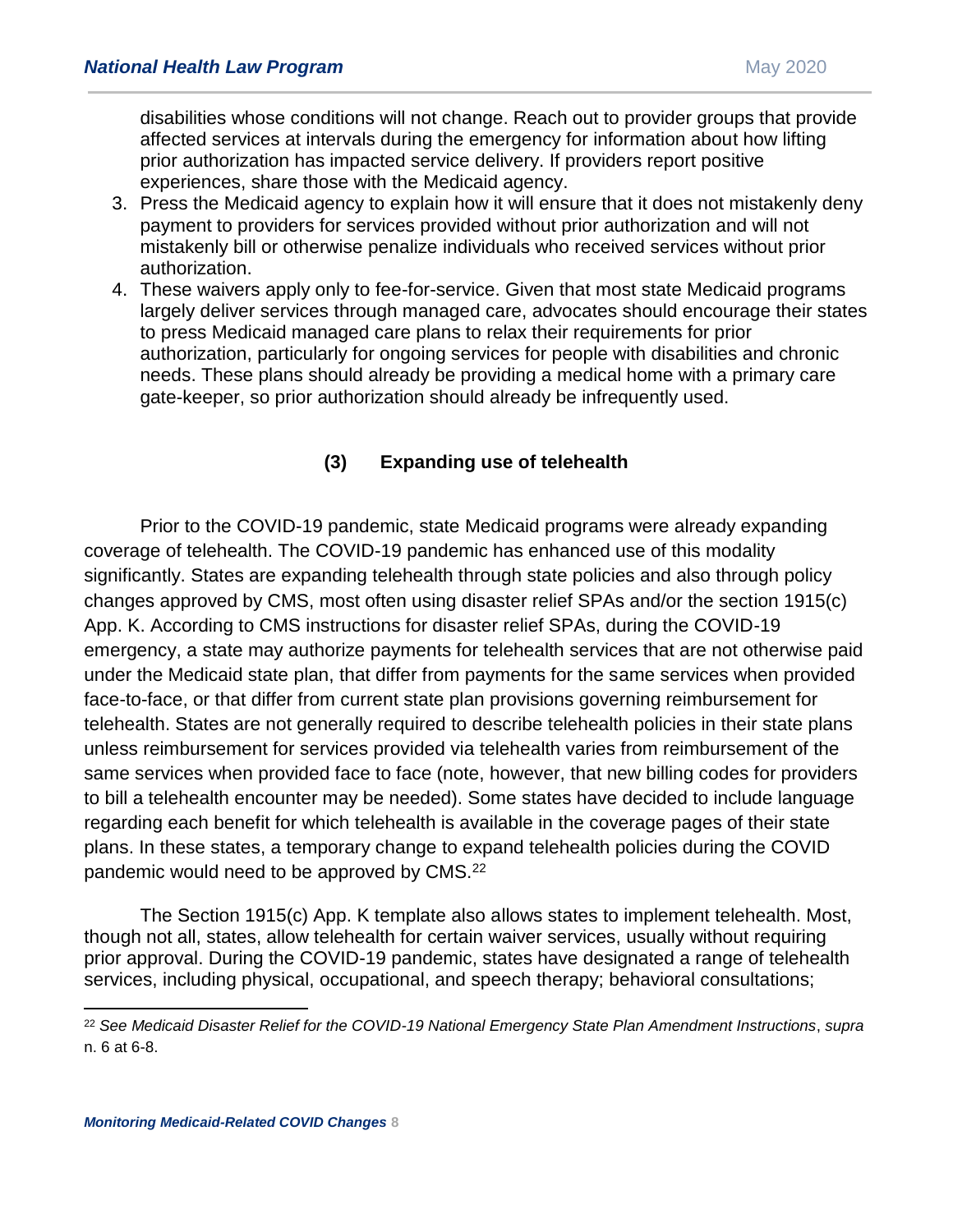disabilities whose conditions will not change. Reach out to provider groups that provide affected services at intervals during the emergency for information about how lifting prior authorization has impacted service delivery. If providers report positive experiences, share those with the Medicaid agency.

3. Press the Medicaid agency to explain how it will ensure that it does not mistakenly deny payment to providers for services provided without prior authorization and will not mistakenly bill or otherwise penalize individuals who received services without prior authorization.
4. These waivers apply only to fee-for-service. Given that most state Medicaid programs largely deliver services through managed care, advocates should encourage their states to press Medicaid managed care plans to relax their requirements for prior authorization, particularly for ongoing services for people with disabilities and chronic needs. These plans should already be providing a medical home with a primary care gate-keeper, so prior authorization should already be infrequently used.

### (3) Expanding use of telehealth

Prior to the COVID-19 pandemic, state Medicaid programs were already expanding coverage of telehealth. The COVID-19 pandemic has enhanced use of this modality significantly. States are expanding telehealth through state policies and also through policy changes approved by CMS, most often using disaster relief SPAs and/or the section 1915(c) App. K. According to CMS instructions for disaster relief SPAs, during the COVID-19 emergency, a state may authorize payments for telehealth services that are not otherwise paid under the Medicaid state plan, that differ from payments for the same services when provided face-to-face, or that differ from current state plan provisions governing reimbursement for telehealth. States are not generally required to describe telehealth policies in their state plans unless reimbursement for services provided via telehealth varies from reimbursement of the same services when provided face to face (note, however, that new billing codes for providers to bill a telehealth encounter may be needed). Some states have decided to include language regarding each benefit for which telehealth is available in the coverage pages of their state plans. In these states, a temporary change to expand telehealth policies during the COVID pandemic would need to be approved by CMS.[22]

The Section 1915(c) App. K template also allows states to implement telehealth. Most, though not all, states, allow telehealth for certain waiver services, usually without requiring prior approval. During the COVID-19 pandemic, states have designated a range of telehealth services, including physical, occupational, and speech therapy; behavioral consultations;

[22] *See Medicaid Disaster Relief for the COVID-19 National Emergency State Plan Amendment Instructions*, *supra* n. 6 at 6-8.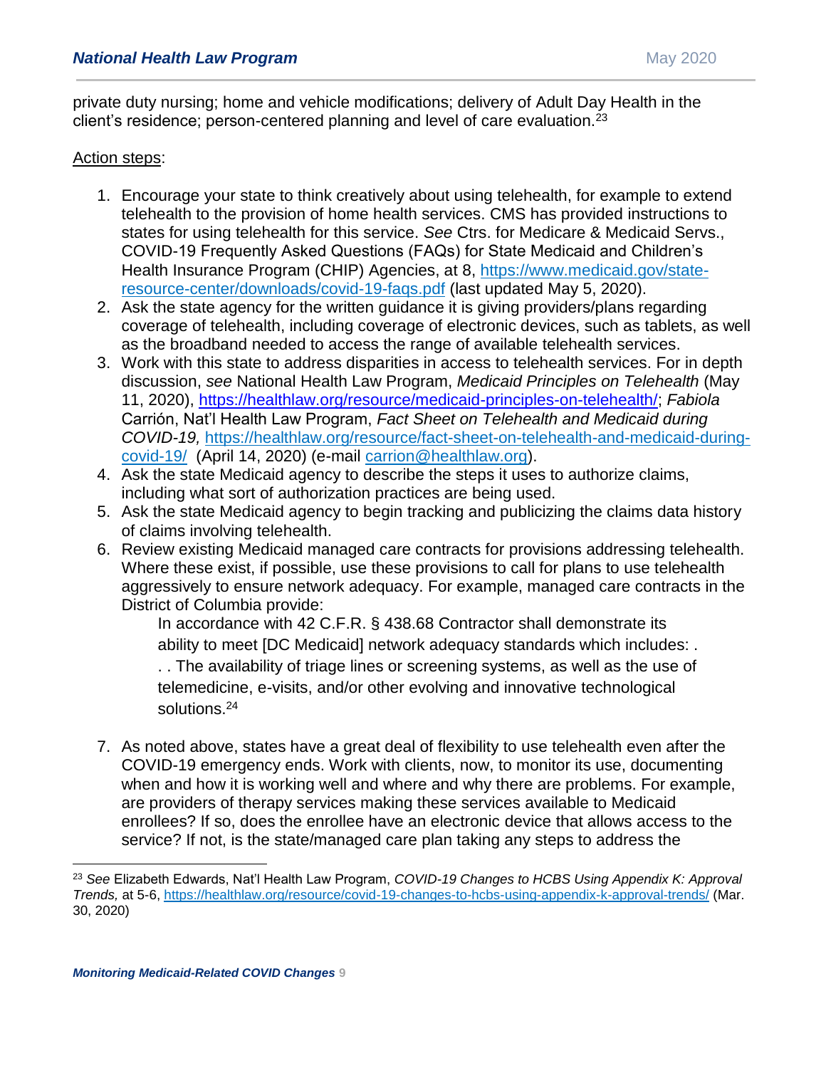private duty nursing; home and vehicle modifications; delivery of Adult Day Health in the client's residence; person-centered planning and level of care evaluation.[23]

Action steps:

1. Encourage your state to think creatively about using telehealth, for example to extend telehealth to the provision of home health services. CMS has provided instructions to states for using telehealth for this service. *See* Ctrs. for Medicare & Medicaid Servs., COVID-19 Frequently Asked Questions (FAQs) for State Medicaid and Children's Health Insurance Program (CHIP) Agencies, at 8, https://www.medicaid.gov/state-resource-center/downloads/covid-19-faqs.pdf (last updated May 5, 2020).
2. Ask the state agency for the written guidance it is giving providers/plans regarding coverage of telehealth, including coverage of electronic devices, such as tablets, as well as the broadband needed to access the range of available telehealth services.
3. Work with this state to address disparities in access to telehealth services. For in depth discussion, *see* National Health Law Program, *Medicaid Principles on Telehealth* (May 11, 2020), https://healthlaw.org/resource/medicaid-principles-on-telehealth/; *Fabiola* Carrión, Nat'l Health Law Program, *Fact Sheet on Telehealth and Medicaid during COVID-19,* https://healthlaw.org/resource/fact-sheet-on-telehealth-and-medicaid-during-covid-19/ (April 14, 2020) (e-mail carrion@healthlaw.org).
4. Ask the state Medicaid agency to describe the steps it uses to authorize claims, including what sort of authorization practices are being used.
5. Ask the state Medicaid agency to begin tracking and publicizing the claims data history of claims involving telehealth.
6. Review existing Medicaid managed care contracts for provisions addressing telehealth. Where these exist, if possible, use these provisions to call for plans to use telehealth aggressively to ensure network adequacy. For example, managed care contracts in the District of Columbia provide:

    > In accordance with 42 C.F.R. § 438.68 Contractor shall demonstrate its ability to meet [DC Medicaid] network adequacy standards which includes: . . . The availability of triage lines or screening systems, as well as the use of telemedicine, e-visits, and/or other evolving and innovative technological solutions.[24]

7. As noted above, states have a great deal of flexibility to use telehealth even after the COVID-19 emergency ends. Work with clients, now, to monitor its use, documenting when and how it is working well and where and why there are problems. For example, are providers of therapy services making these services available to Medicaid enrollees? If so, does the enrollee have an electronic device that allows access to the service? If not, is the state/managed care plan taking any steps to address the

---

[23] *See* Elizabeth Edwards, Nat'l Health Law Program, *COVID-19 Changes to HCBS Using Appendix K: Approval Trends,* at 5-6, https://healthlaw.org/resource/covid-19-changes-to-hcbs-using-appendix-k-approval-trends/ (Mar. 30, 2020)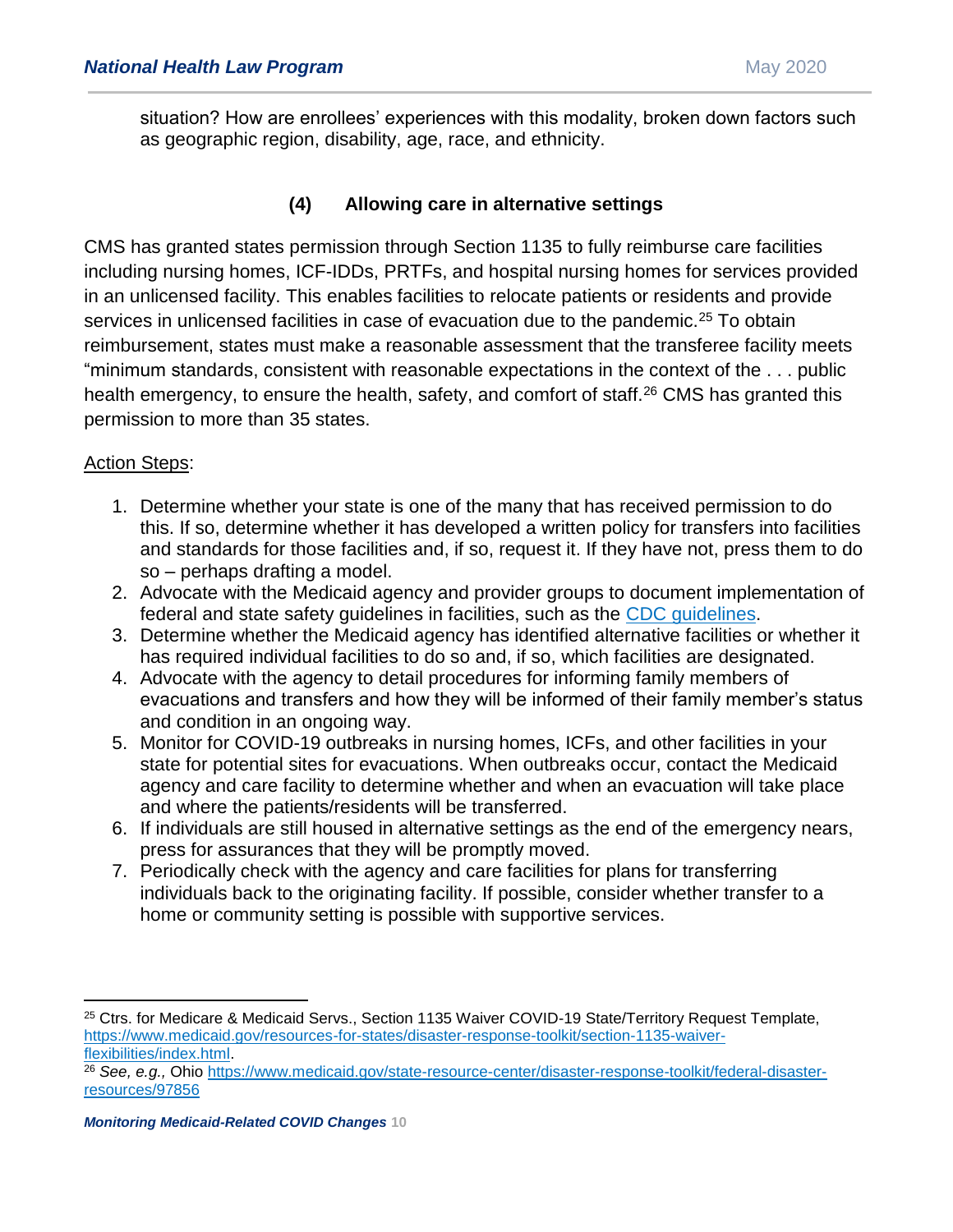situation? How are enrollees' experiences with this modality, broken down factors such as geographic region, disability, age, race, and ethnicity.

### (4) Allowing care in alternative settings

CMS has granted states permission through Section 1135 to fully reimburse care facilities including nursing homes, ICF-IDDs, PRTFs, and hospital nursing homes for services provided in an unlicensed facility. This enables facilities to relocate patients or residents and provide services in unlicensed facilities in case of evacuation due to the pandemic.[25] To obtain reimbursement, states must make a reasonable assessment that the transferee facility meets "minimum standards, consistent with reasonable expectations in the context of the . . . public health emergency, to ensure the health, safety, and comfort of staff.[26] CMS has granted this permission to more than 35 states.

Action Steps:

1. Determine whether your state is one of the many that has received permission to do this. If so, determine whether it has developed a written policy for transfers into facilities and standards for those facilities and, if so, request it. If they have not, press them to do so – perhaps drafting a model.
2. Advocate with the Medicaid agency and provider groups to document implementation of federal and state safety guidelines in facilities, such as the CDC guidelines.
3. Determine whether the Medicaid agency has identified alternative facilities or whether it has required individual facilities to do so and, if so, which facilities are designated.
4. Advocate with the agency to detail procedures for informing family members of evacuations and transfers and how they will be informed of their family member's status and condition in an ongoing way.
5. Monitor for COVID-19 outbreaks in nursing homes, ICFs, and other facilities in your state for potential sites for evacuations. When outbreaks occur, contact the Medicaid agency and care facility to determine whether and when an evacuation will take place and where the patients/residents will be transferred.
6. If individuals are still housed in alternative settings as the end of the emergency nears, press for assurances that they will be promptly moved.
7. Periodically check with the agency and care facilities for plans for transferring individuals back to the originating facility. If possible, consider whether transfer to a home or community setting is possible with supportive services.

---

[25] Ctrs. for Medicare & Medicaid Servs., Section 1135 Waiver COVID-19 State/Territory Request Template, https://www.medicaid.gov/resources-for-states/disaster-response-toolkit/section-1135-waiver-flexibilities/index.html.

[26] *See, e.g.,* Ohio https://www.medicaid.gov/state-resource-center/disaster-response-toolkit/federal-disaster-resources/97856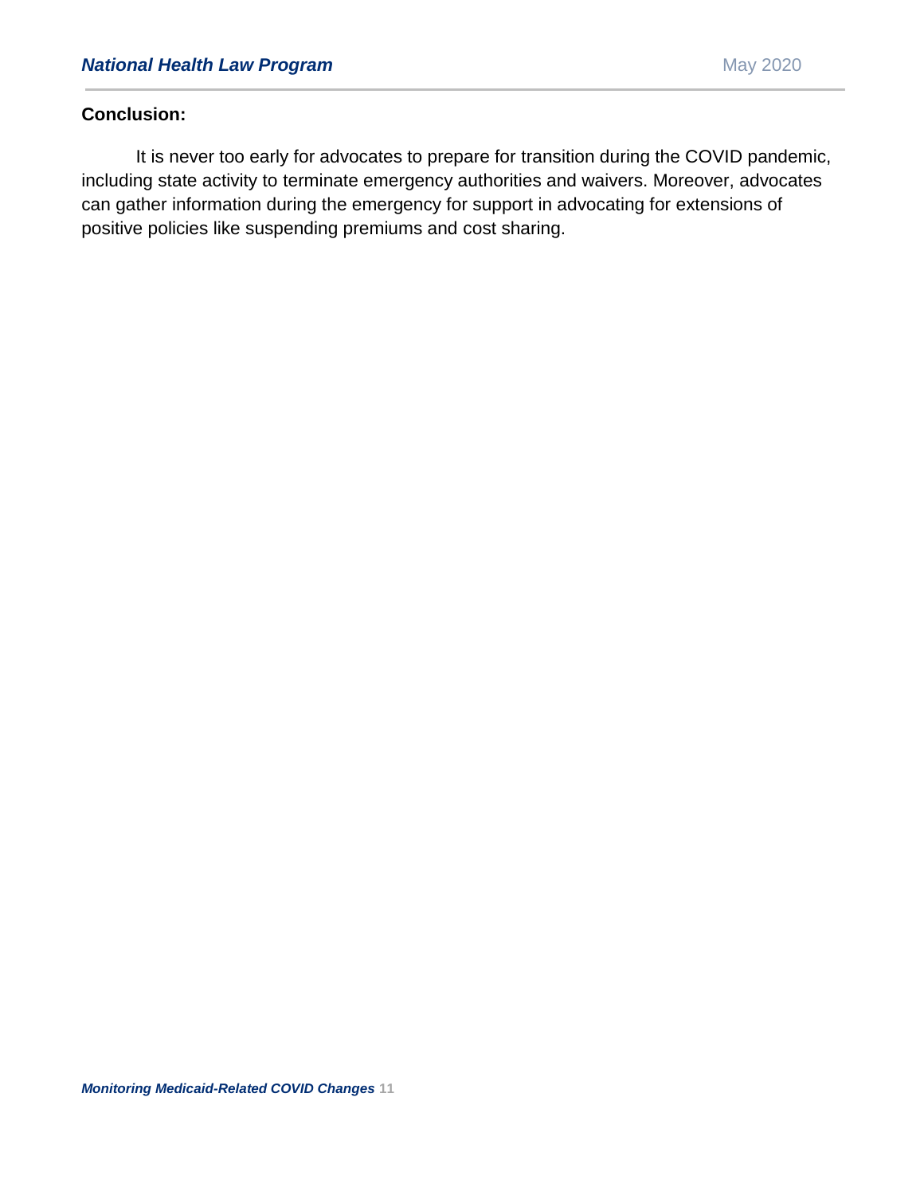**Conclusion:**

It is never too early for advocates to prepare for transition during the COVID pandemic, including state activity to terminate emergency authorities and waivers. Moreover, advocates can gather information during the emergency for support in advocating for extensions of positive policies like suspending premiums and cost sharing.